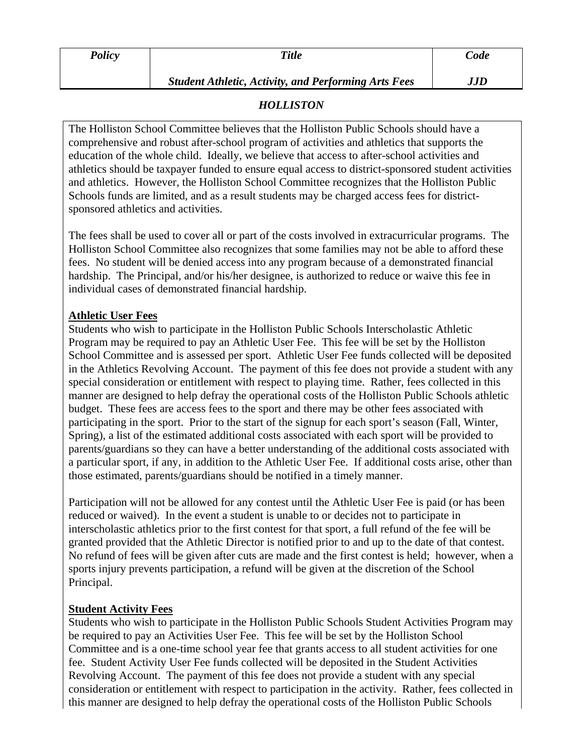| *Policy* | *Title* | *Code* |
| --- | --- | --- |
| | ***Student Athletic, Activity, and Performing Arts Fees*** | ***JJD*** |

***HOLLISTON***

The Holliston School Committee believes that the Holliston Public Schools should have a comprehensive and robust after-school program of activities and athletics that supports the education of the whole child. Ideally, we believe that access to after-school activities and athletics should be taxpayer funded to ensure equal access to district-sponsored student activities and athletics. However, the Holliston School Committee recognizes that the Holliston Public Schools funds are limited, and as a result students may be charged access fees for district-sponsored athletics and activities.

The fees shall be used to cover all or part of the costs involved in extracurricular programs. The Holliston School Committee also recognizes that some families may not be able to afford these fees. No student will be denied access into any program because of a demonstrated financial hardship. The Principal, and/or his/her designee, is authorized to reduce or waive this fee in individual cases of demonstrated financial hardship.

**Athletic User Fees**

Students who wish to participate in the Holliston Public Schools Interscholastic Athletic Program may be required to pay an Athletic User Fee. This fee will be set by the Holliston School Committee and is assessed per sport. Athletic User Fee funds collected will be deposited in the Athletics Revolving Account. The payment of this fee does not provide a student with any special consideration or entitlement with respect to playing time. Rather, fees collected in this manner are designed to help defray the operational costs of the Holliston Public Schools athletic budget. These fees are access fees to the sport and there may be other fees associated with participating in the sport. Prior to the start of the signup for each sport's season (Fall, Winter, Spring), a list of the estimated additional costs associated with each sport will be provided to parents/guardians so they can have a better understanding of the additional costs associated with a particular sport, if any, in addition to the Athletic User Fee. If additional costs arise, other than those estimated, parents/guardians should be notified in a timely manner.

Participation will not be allowed for any contest until the Athletic User Fee is paid (or has been reduced or waived). In the event a student is unable to or decides not to participate in interscholastic athletics prior to the first contest for that sport, a full refund of the fee will be granted provided that the Athletic Director is notified prior to and up to the date of that contest. No refund of fees will be given after cuts are made and the first contest is held; however, when a sports injury prevents participation, a refund will be given at the discretion of the School Principal.

**Student Activity Fees**

Students who wish to participate in the Holliston Public Schools Student Activities Program may be required to pay an Activities User Fee. This fee will be set by the Holliston School Committee and is a one-time school year fee that grants access to all student activities for one fee. Student Activity User Fee funds collected will be deposited in the Student Activities Revolving Account. The payment of this fee does not provide a student with any special consideration or entitlement with respect to participation in the activity. Rather, fees collected in this manner are designed to help defray the operational costs of the Holliston Public Schools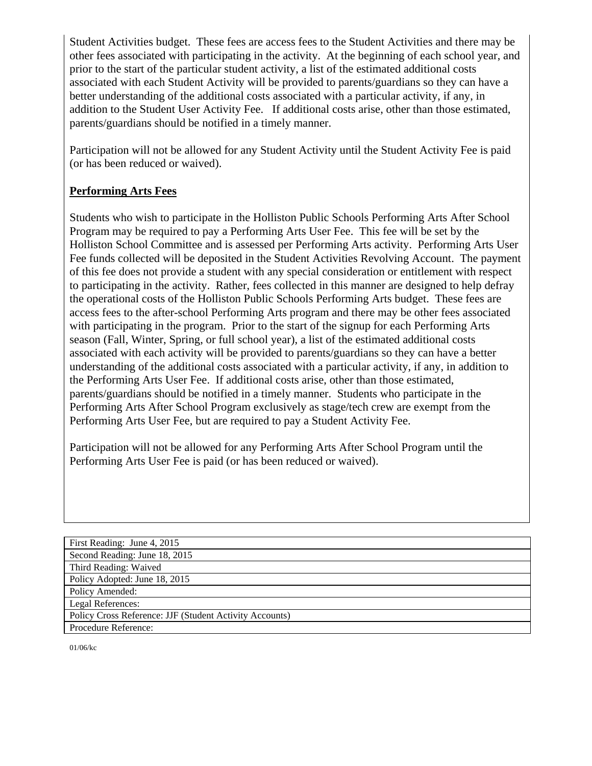Student Activities budget. These fees are access fees to the Student Activities and there may be other fees associated with participating in the activity. At the beginning of each school year, and prior to the start of the particular student activity, a list of the estimated additional costs associated with each Student Activity will be provided to parents/guardians so they can have a better understanding of the additional costs associated with a particular activity, if any, in addition to the Student User Activity Fee. If additional costs arise, other than those estimated, parents/guardians should be notified in a timely manner.

Participation will not be allowed for any Student Activity until the Student Activity Fee is paid (or has been reduced or waived).

**Performing Arts Fees**

Students who wish to participate in the Holliston Public Schools Performing Arts After School Program may be required to pay a Performing Arts User Fee. This fee will be set by the Holliston School Committee and is assessed per Performing Arts activity. Performing Arts User Fee funds collected will be deposited in the Student Activities Revolving Account. The payment of this fee does not provide a student with any special consideration or entitlement with respect to participating in the activity. Rather, fees collected in this manner are designed to help defray the operational costs of the Holliston Public Schools Performing Arts budget. These fees are access fees to the after-school Performing Arts program and there may be other fees associated with participating in the program. Prior to the start of the signup for each Performing Arts season (Fall, Winter, Spring, or full school year), a list of the estimated additional costs associated with each activity will be provided to parents/guardians so they can have a better understanding of the additional costs associated with a particular activity, if any, in addition to the Performing Arts User Fee. If additional costs arise, other than those estimated, parents/guardians should be notified in a timely manner. Students who participate in the Performing Arts After School Program exclusively as stage/tech crew are exempt from the Performing Arts User Fee, but are required to pay a Student Activity Fee.

Participation will not be allowed for any Performing Arts After School Program until the Performing Arts User Fee is paid (or has been reduced or waived).

| |
|---|
| First Reading: June 4, 2015 |
| Second Reading: June 18, 2015 |
| Third Reading: Waived |
| Policy Adopted: June 18, 2015 |
| Policy Amended: |
| Legal References: |
| Policy Cross Reference: JJF (Student Activity Accounts) |
| Procedure Reference: |

01/06/kc